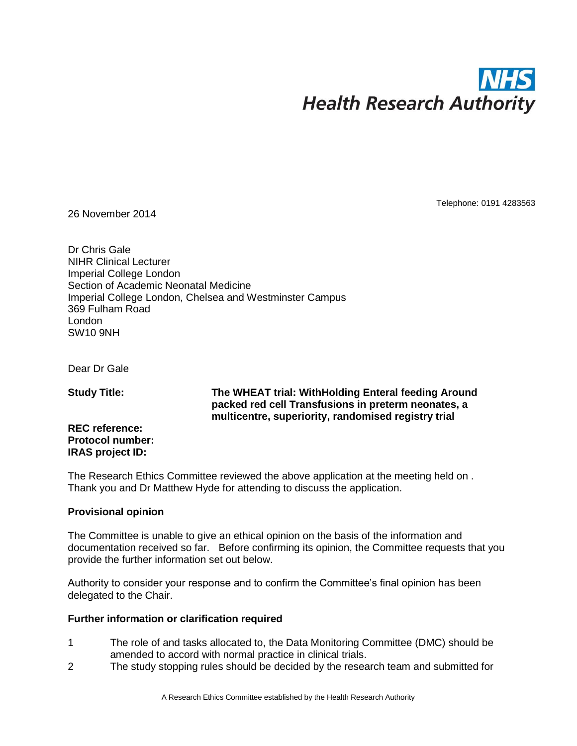NHS
Health Research Authority

Telephone: 0191 4283563

26 November 2014

Dr Chris Gale
NIHR Clinical Lecturer
Imperial College London
Section of Academic Neonatal Medicine
Imperial College London, Chelsea and Westminster Campus
369 Fulham Road
London
SW10 9NH

Dear Dr Gale

| | |
|---|---|
| **Study Title:** | **The WHEAT trial: WithHolding Enteral feeding Around packed red cell Transfusions in preterm neonates, a multicentre, superiority, randomised registry trial** |
| **REC reference:** | |
| **Protocol number:** | |
| **IRAS project ID:** | |

The Research Ethics Committee reviewed the above application at the meeting held on . Thank you and Dr Matthew Hyde for attending to discuss the application.

**Provisional opinion**

The Committee is unable to give an ethical opinion on the basis of the information and documentation received so far. Before confirming its opinion, the Committee requests that you provide the further information set out below.

Authority to consider your response and to confirm the Committee's final opinion has been delegated to the Chair.

**Further information or clarification required**

1. The role of and tasks allocated to, the Data Monitoring Committee (DMC) should be amended to accord with normal practice in clinical trials.
2. The study stopping rules should be decided by the research team and submitted for

A Research Ethics Committee established by the Health Research Authority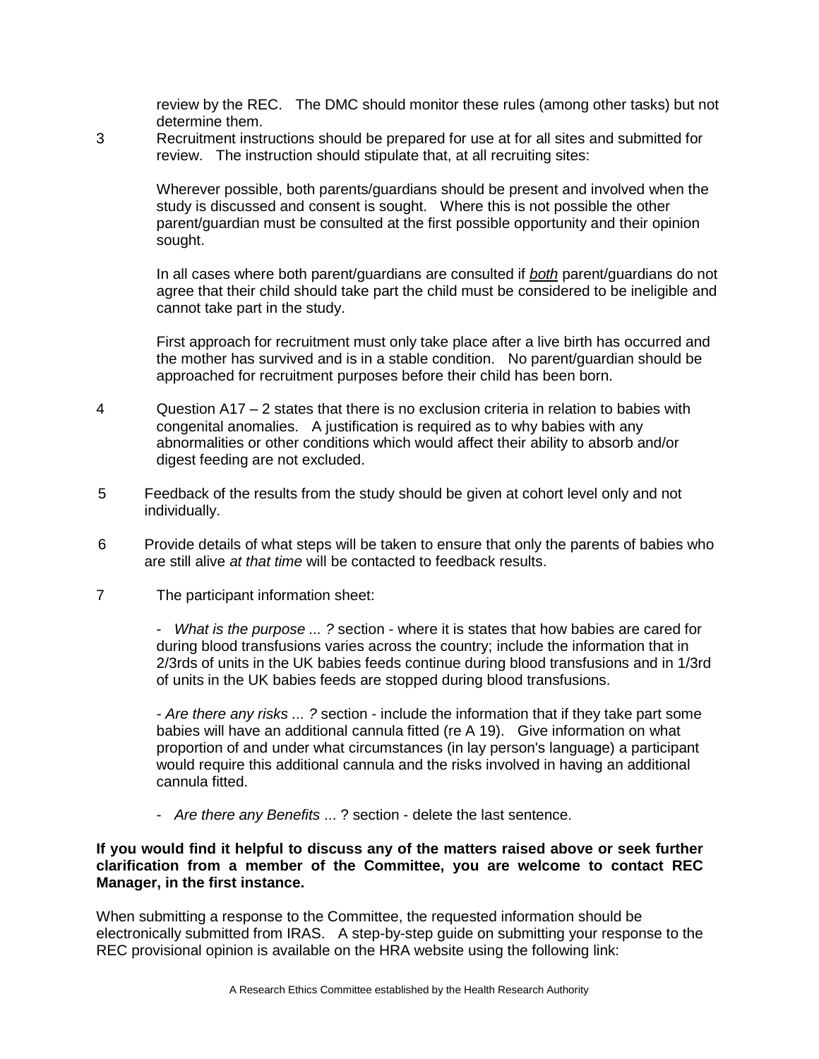review by the REC. The DMC should monitor these rules (among other tasks) but not determine them.

3 Recruitment instructions should be prepared for use at for all sites and submitted for review. The instruction should stipulate that, at all recruiting sites:

   Wherever possible, both parents/guardians should be present and involved when the study is discussed and consent is sought. Where this is not possible the other parent/guardian must be consulted at the first possible opportunity and their opinion sought.

   In all cases where both parent/guardians are consulted if <u>*both*</u> parent/guardians do not agree that their child should take part the child must be considered to be ineligible and cannot take part in the study.

   First approach for recruitment must only take place after a live birth has occurred and the mother has survived and is in a stable condition. No parent/guardian should be approached for recruitment purposes before their child has been born.

4 Question A17 – 2 states that there is no exclusion criteria in relation to babies with congenital anomalies. A justification is required as to why babies with any abnormalities or other conditions which would affect their ability to absorb and/or digest feeding are not excluded.

5 Feedback of the results from the study should be given at cohort level only and not individually.

6 Provide details of what steps will be taken to ensure that only the parents of babies who are still alive *at that time* will be contacted to feedback results.

7 The participant information sheet:

   - *What is the purpose ... ?* section - where it is states that how babies are cared for during blood transfusions varies across the country; include the information that in 2/3rds of units in the UK babies feeds continue during blood transfusions and in 1/3rd of units in the UK babies feeds are stopped during blood transfusions.

   - *Are there any risks ... ?* section - include the information that if they take part some babies will have an additional cannula fitted (re A 19). Give information on what proportion of and under what circumstances (in lay person's language) a participant would require this additional cannula and the risks involved in having an additional cannula fitted.

   - *Are there any Benefits* ... ? section - delete the last sentence.

**If you would find it helpful to discuss any of the matters raised above or seek further clarification from a member of the Committee, you are welcome to contact REC Manager, in the first instance.**

When submitting a response to the Committee, the requested information should be electronically submitted from IRAS. A step-by-step guide on submitting your response to the REC provisional opinion is available on the HRA website using the following link: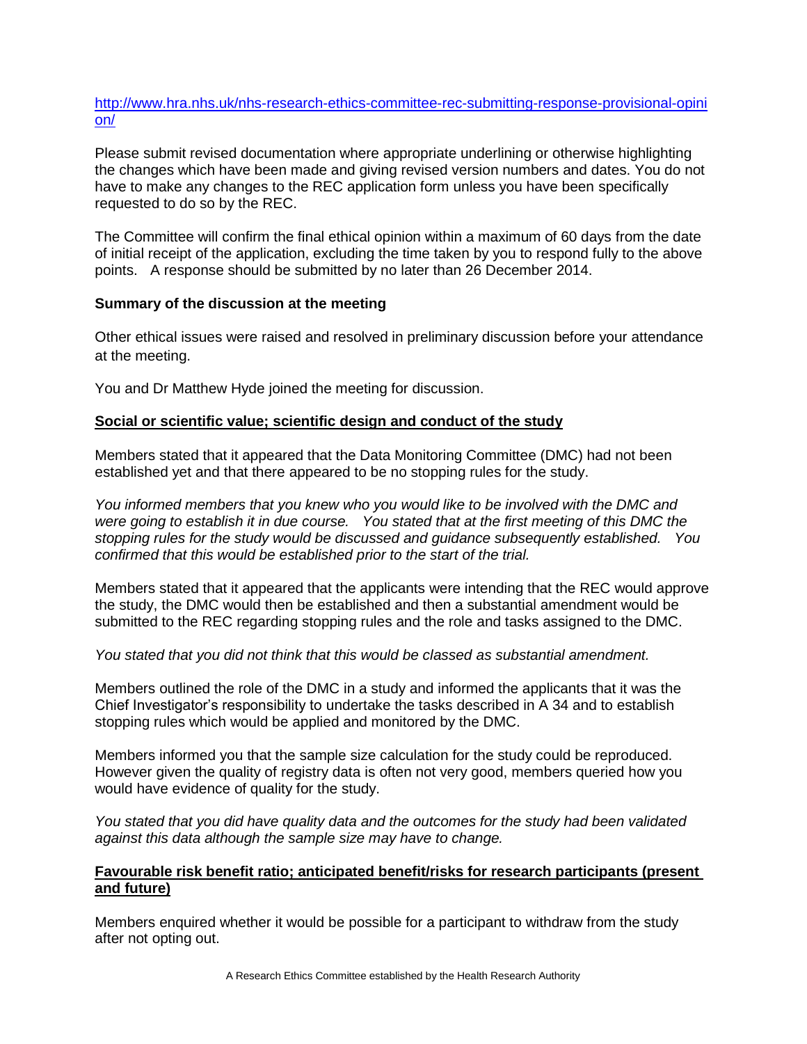http://www.hra.nhs.uk/nhs-research-ethics-committee-rec-submitting-response-provisional-opinion/

Please submit revised documentation where appropriate underlining or otherwise highlighting the changes which have been made and giving revised version numbers and dates. You do not have to make any changes to the REC application form unless you have been specifically requested to do so by the REC.

The Committee will confirm the final ethical opinion within a maximum of 60 days from the date of initial receipt of the application, excluding the time taken by you to respond fully to the above points. A response should be submitted by no later than 26 December 2014.

**Summary of the discussion at the meeting**

Other ethical issues were raised and resolved in preliminary discussion before your attendance at the meeting.

You and Dr Matthew Hyde joined the meeting for discussion.

**Social or scientific value; scientific design and conduct of the study**

Members stated that it appeared that the Data Monitoring Committee (DMC) had not been established yet and that there appeared to be no stopping rules for the study.

*You informed members that you knew who you would like to be involved with the DMC and were going to establish it in due course. You stated that at the first meeting of this DMC the stopping rules for the study would be discussed and guidance subsequently established. You confirmed that this would be established prior to the start of the trial.*

Members stated that it appeared that the applicants were intending that the REC would approve the study, the DMC would then be established and then a substantial amendment would be submitted to the REC regarding stopping rules and the role and tasks assigned to the DMC.

*You stated that you did not think that this would be classed as substantial amendment.*

Members outlined the role of the DMC in a study and informed the applicants that it was the Chief Investigator's responsibility to undertake the tasks described in A 34 and to establish stopping rules which would be applied and monitored by the DMC.

Members informed you that the sample size calculation for the study could be reproduced. However given the quality of registry data is often not very good, members queried how you would have evidence of quality for the study.

*You stated that you did have quality data and the outcomes for the study had been validated against this data although the sample size may have to change.*

**Favourable risk benefit ratio; anticipated benefit/risks for research participants (present and future)**

Members enquired whether it would be possible for a participant to withdraw from the study after not opting out.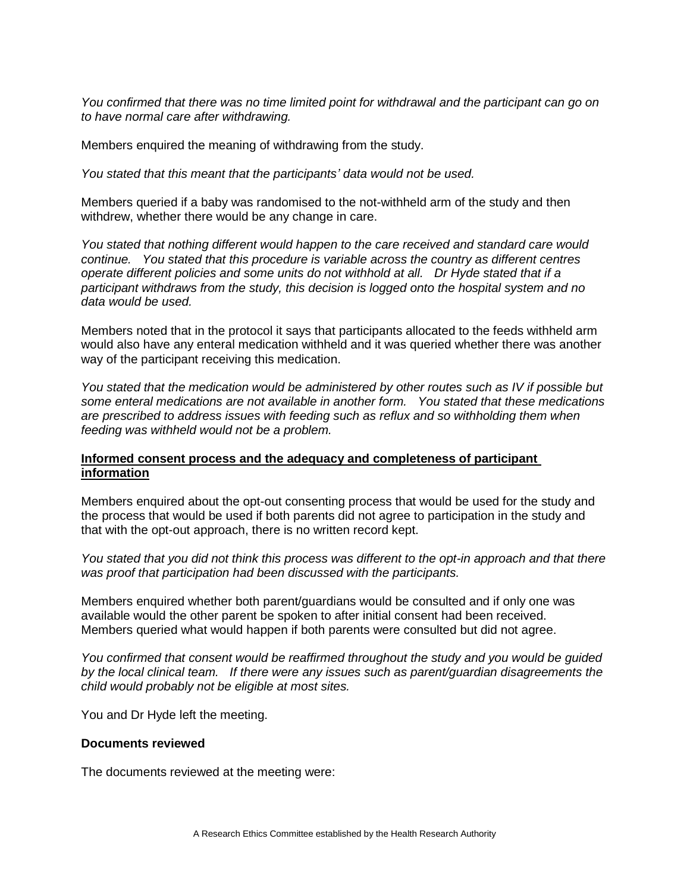*You confirmed that there was no time limited point for withdrawal and the participant can go on to have normal care after withdrawing.*

Members enquired the meaning of withdrawing from the study.

*You stated that this meant that the participants' data would not be used.*

Members queried if a baby was randomised to the not-withheld arm of the study and then withdrew, whether there would be any change in care.

*You stated that nothing different would happen to the care received and standard care would continue. You stated that this procedure is variable across the country as different centres operate different policies and some units do not withhold at all. Dr Hyde stated that if a participant withdraws from the study, this decision is logged onto the hospital system and no data would be used.*

Members noted that in the protocol it says that participants allocated to the feeds withheld arm would also have any enteral medication withheld and it was queried whether there was another way of the participant receiving this medication.

*You stated that the medication would be administered by other routes such as IV if possible but some enteral medications are not available in another form. You stated that these medications are prescribed to address issues with feeding such as reflux and so withholding them when feeding was withheld would not be a problem.*

**Informed consent process and the adequacy and completeness of participant information**

Members enquired about the opt-out consenting process that would be used for the study and the process that would be used if both parents did not agree to participation in the study and that with the opt-out approach, there is no written record kept.

*You stated that you did not think this process was different to the opt-in approach and that there was proof that participation had been discussed with the participants.*

Members enquired whether both parent/guardians would be consulted and if only one was available would the other parent be spoken to after initial consent had been received. Members queried what would happen if both parents were consulted but did not agree.

*You confirmed that consent would be reaffirmed throughout the study and you would be guided by the local clinical team. If there were any issues such as parent/guardian disagreements the child would probably not be eligible at most sites.*

You and Dr Hyde left the meeting.

**Documents reviewed**

The documents reviewed at the meeting were: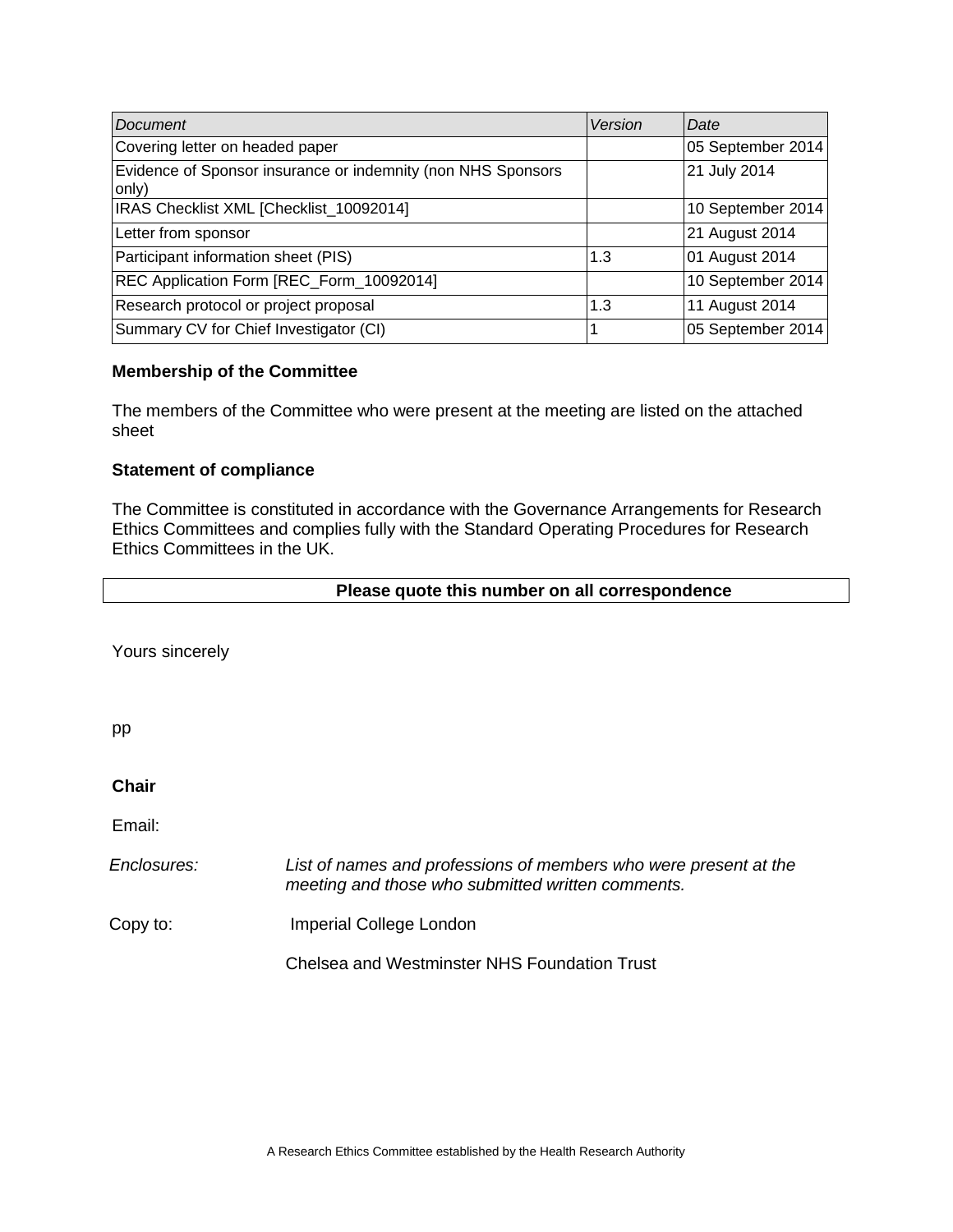| *Document* | *Version* | *Date* |
| --- | --- | --- |
| Covering letter on headed paper | | 05 September 2014 |
| Evidence of Sponsor insurance or indemnity (non NHS Sponsors only) | | 21 July 2014 |
| IRAS Checklist XML [Checklist_10092014] | | 10 September 2014 |
| Letter from sponsor | | 21 August 2014 |
| Participant information sheet (PIS) | 1.3 | 01 August 2014 |
| REC Application Form [REC_Form_10092014] | | 10 September 2014 |
| Research protocol or project proposal | 1.3 | 11 August 2014 |
| Summary CV for Chief Investigator (CI) | 1 | 05 September 2014 |

**Membership of the Committee**

The members of the Committee who were present at the meeting are listed on the attached sheet

**Statement of compliance**

The Committee is constituted in accordance with the Governance Arrangements for Research Ethics Committees and complies fully with the Standard Operating Procedures for Research Ethics Committees in the UK.

| **Please quote this number on all correspondence** |
| --- |

Yours sincerely

pp

**Chair**

Email:

*Enclosures:* *List of names and professions of members who were present at the meeting and those who submitted written comments.*

Copy to: Imperial College London

Chelsea and Westminster NHS Foundation Trust

A Research Ethics Committee established by the Health Research Authority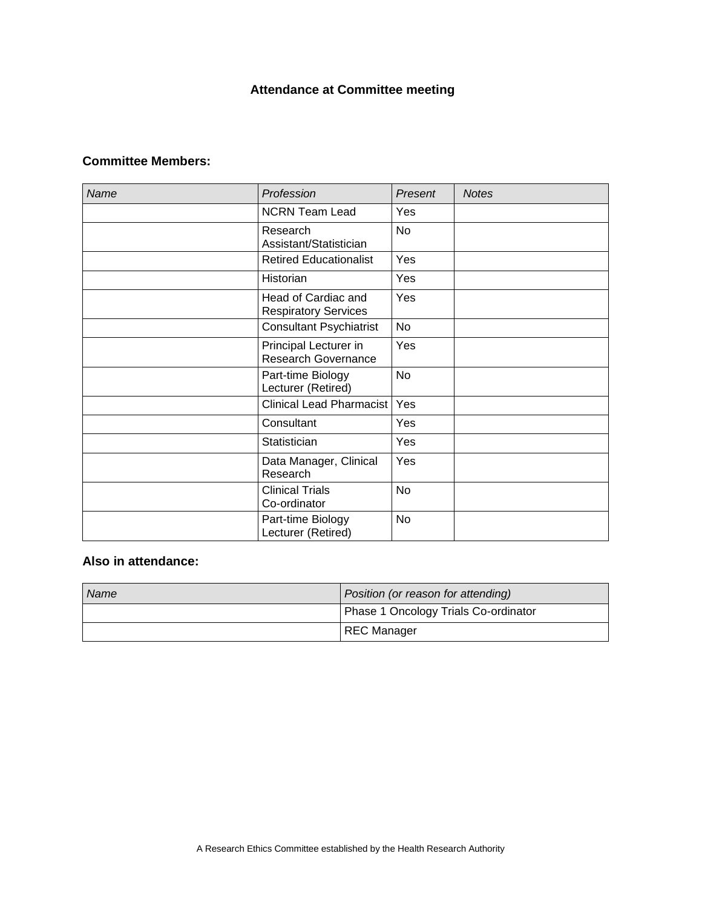**Attendance at Committee meeting**

**Committee Members:**

| *Name* | *Profession* | *Present* | *Notes* |
|---|---|---|---|
| | NCRN Team Lead | Yes | |
| | Research Assistant/Statistician | No | |
| | Retired Educationalist | Yes | |
| | Historian | Yes | |
| | Head of Cardiac and Respiratory Services | Yes | |
| | Consultant Psychiatrist | No | |
| | Principal Lecturer in Research Governance | Yes | |
| | Part-time Biology Lecturer (Retired) | No | |
| | Clinical Lead Pharmacist | Yes | |
| | Consultant | Yes | |
| | Statistician | Yes | |
| | Data Manager, Clinical Research | Yes | |
| | Clinical Trials Co-ordinator | No | |
| | Part-time Biology Lecturer (Retired) | No | |

**Also in attendance:**

| *Name* | *Position (or reason for attending)* |
|---|---|
| | Phase 1 Oncology Trials Co-ordinator |
| | REC Manager |

A Research Ethics Committee established by the Health Research Authority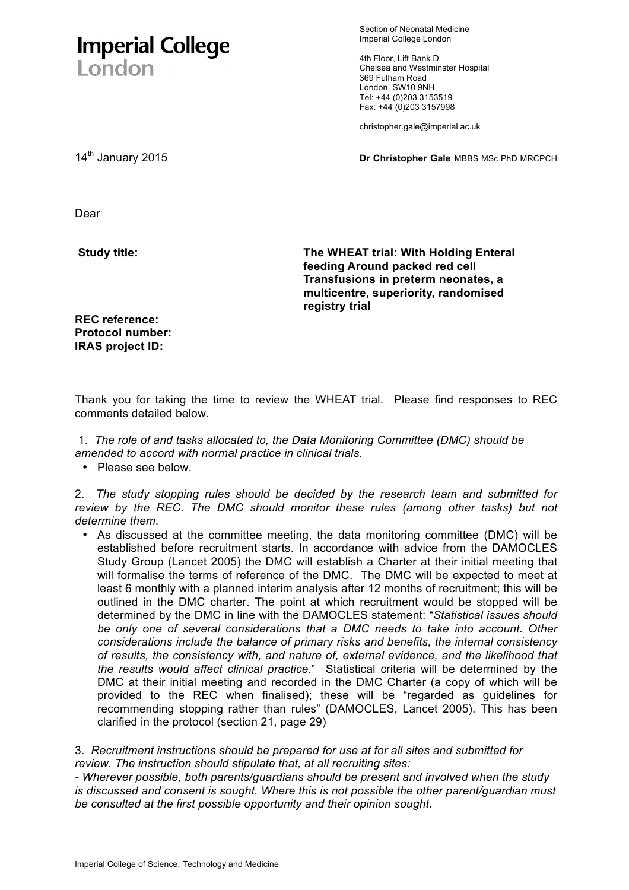**Imperial College London**

Section of Neonatal Medicine
Imperial College London

4th Floor, Lift Bank D
Chelsea and Westminster Hospital
369 Fulham Road
London, SW10 9NH
Tel: +44 (0)203 3153519
Fax: +44 (0)203 3157998

christopher.gale@imperial.ac.uk

14th January 2015

**Dr Christopher Gale** MBBS MSc PhD MRCPCH

Dear

| **Study title:** | **The WHEAT trial: With Holding Enteral feeding Around packed red cell Transfusions in preterm neonates, a multicentre, superiority, randomised registry trial** |
|---|---|

**REC reference:**
**Protocol number:**
**IRAS project ID:**

Thank you for taking the time to review the WHEAT trial. Please find responses to REC comments detailed below.

1. *The role of and tasks allocated to, the Data Monitoring Committee (DMC) should be amended to accord with normal practice in clinical trials.*
   - Please see below.

2. *The study stopping rules should be decided by the research team and submitted for review by the REC. The DMC should monitor these rules (among other tasks) but not determine them.*
   - As discussed at the committee meeting, the data monitoring committee (DMC) will be established before recruitment starts. In accordance with advice from the DAMOCLES Study Group (Lancet 2005) the DMC will establish a Charter at their initial meeting that will formalise the terms of reference of the DMC. The DMC will be expected to meet at least 6 monthly with a planned interim analysis after 12 months of recruitment; this will be outlined in the DMC charter. The point at which recruitment would be stopped will be determined by the DMC in line with the DAMOCLES statement: "*Statistical issues should be only one of several considerations that a DMC needs to take into account. Other considerations include the balance of primary risks and benefits, the internal consistency of results, the consistency with, and nature of, external evidence, and the likelihood that the results would affect clinical practice.*" Statistical criteria will be determined by the DMC at their initial meeting and recorded in the DMC Charter (a copy of which will be provided to the REC when finalised); these will be "regarded as guidelines for recommending stopping rather than rules" (DAMOCLES, Lancet 2005). This has been clarified in the protocol (section 21, page 29)

3. *Recruitment instructions should be prepared for use at for all sites and submitted for review. The instruction should stipulate that, at all recruiting sites:*
*- Wherever possible, both parents/guardians should be present and involved when the study is discussed and consent is sought. Where this is not possible the other parent/guardian must be consulted at the first possible opportunity and their opinion sought.*

Imperial College of Science, Technology and Medicine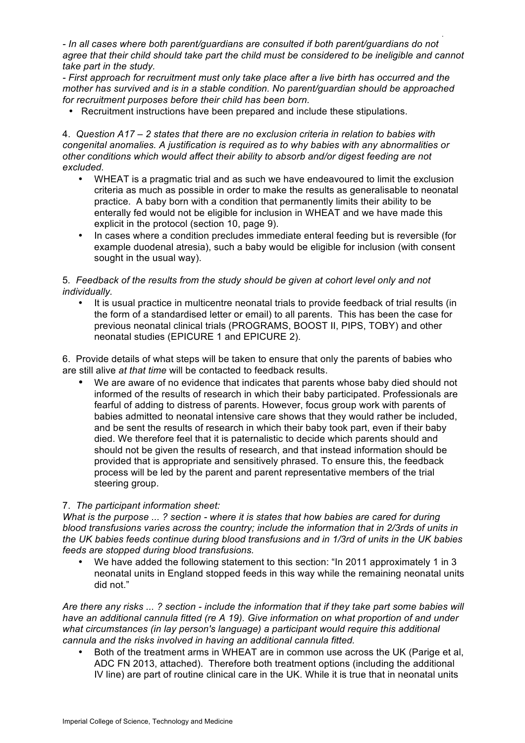- *In all cases where both parent/guardians are consulted if both parent/guardians do not agree that their child should take part the child must be considered to be ineligible and cannot take part in the study.*

- *First approach for recruitment must only take place after a live birth has occurred and the mother has survived and is in a stable condition. No parent/guardian should be approached for recruitment purposes before their child has been born.*

- Recruitment instructions have been prepared and include these stipulations.

4. *Question A17 – 2 states that there are no exclusion criteria in relation to babies with congenital anomalies. A justification is required as to why babies with any abnormalities or other conditions which would affect their ability to absorb and/or digest feeding are not excluded.*

- WHEAT is a pragmatic trial and as such we have endeavoured to limit the exclusion criteria as much as possible in order to make the results as generalisable to neonatal practice. A baby born with a condition that permanently limits their ability to be enterally fed would not be eligible for inclusion in WHEAT and we have made this explicit in the protocol (section 10, page 9).
- In cases where a condition precludes immediate enteral feeding but is reversible (for example duodenal atresia), such a baby would be eligible for inclusion (with consent sought in the usual way).

5. *Feedback of the results from the study should be given at cohort level only and not individually.*

- It is usual practice in multicentre neonatal trials to provide feedback of trial results (in the form of a standardised letter or email) to all parents. This has been the case for previous neonatal clinical trials (PROGRAMS, BOOST II, PIPS, TOBY) and other neonatal studies (EPICURE 1 and EPICURE 2).

6. Provide details of what steps will be taken to ensure that only the parents of babies who are still alive *at that time* will be contacted to feedback results.

- We are aware of no evidence that indicates that parents whose baby died should not informed of the results of research in which their baby participated. Professionals are fearful of adding to distress of parents. However, focus group work with parents of babies admitted to neonatal intensive care shows that they would rather be included, and be sent the results of research in which their baby took part, even if their baby died. We therefore feel that it is paternalistic to decide which parents should and should not be given the results of research, and that instead information should be provided that is appropriate and sensitively phrased. To ensure this, the feedback process will be led by the parent and parent representative members of the trial steering group.

7. *The participant information sheet:*

*What is the purpose ... ? section - where it is states that how babies are cared for during blood transfusions varies across the country; include the information that in 2/3rds of units in the UK babies feeds continue during blood transfusions and in 1/3rd of units in the UK babies feeds are stopped during blood transfusions.*

- We have added the following statement to this section: "In 2011 approximately 1 in 3 neonatal units in England stopped feeds in this way while the remaining neonatal units did not."

*Are there any risks ... ? section - include the information that if they take part some babies will have an additional cannula fitted (re A 19). Give information on what proportion of and under what circumstances (in lay person's language) a participant would require this additional cannula and the risks involved in having an additional cannula fitted.*

- Both of the treatment arms in WHEAT are in common use across the UK (Parige et al, ADC FN 2013, attached). Therefore both treatment options (including the additional IV line) are part of routine clinical care in the UK. While it is true that in neonatal units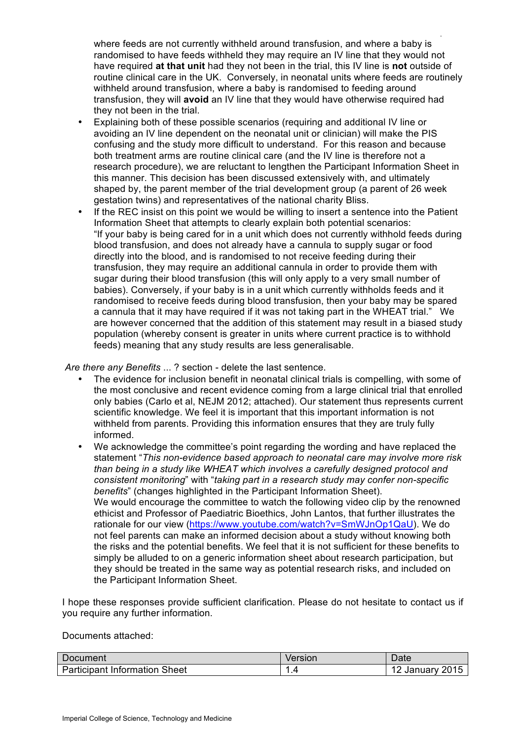where feeds are not currently withheld around transfusion, and where a baby is randomised to have feeds withheld they may require an IV line that they would not have required **at that unit** had they not been in the trial, this IV line is **not** outside of routine clinical care in the UK. Conversely, in neonatal units where feeds are routinely withheld around transfusion, where a baby is randomised to feeding around transfusion, they will **avoid** an IV line that they would have otherwise required had they not been in the trial.

- Explaining both of these possible scenarios (requiring and additional IV line or avoiding an IV line dependent on the neonatal unit or clinician) will make the PIS confusing and the study more difficult to understand. For this reason and because both treatment arms are routine clinical care (and the IV line is therefore not a research procedure), we are reluctant to lengthen the Participant Information Sheet in this manner. This decision has been discussed extensively with, and ultimately shaped by, the parent member of the trial development group (a parent of 26 week gestation twins) and representatives of the national charity Bliss.
- If the REC insist on this point we would be willing to insert a sentence into the Patient Information Sheet that attempts to clearly explain both potential scenarios: "If your baby is being cared for in a unit which does not currently withhold feeds during blood transfusion, and does not already have a cannula to supply sugar or food directly into the blood, and is randomised to not receive feeding during their transfusion, they may require an additional cannula in order to provide them with sugar during their blood transfusion (this will only apply to a very small number of babies). Conversely, if your baby is in a unit which currently withholds feeds and it randomised to receive feeds during blood transfusion, then your baby may be spared a cannula that it may have required if it was not taking part in the WHEAT trial." We are however concerned that the addition of this statement may result in a biased study population (whereby consent is greater in units where current practice is to withhold feeds) meaning that any study results are less generalisable.

*Are there any Benefits* ... ? section - delete the last sentence.

- The evidence for inclusion benefit in neonatal clinical trials is compelling, with some of the most conclusive and recent evidence coming from a large clinical trial that enrolled only babies (Carlo et al, NEJM 2012; attached). Our statement thus represents current scientific knowledge. We feel it is important that this important information is not withheld from parents. Providing this information ensures that they are truly fully informed.
- We acknowledge the committee's point regarding the wording and have replaced the statement "*This non-evidence based approach to neonatal care may involve more risk than being in a study like WHEAT which involves a carefully designed protocol and consistent monitoring*" with "*taking part in a research study may confer non-specific benefits*" (changes highlighted in the Participant Information Sheet).
  We would encourage the committee to watch the following video clip by the renowned ethicist and Professor of Paediatric Bioethics, John Lantos, that further illustrates the rationale for our view (https://www.youtube.com/watch?v=SmWJnOp1QaU). We do not feel parents can make an informed decision about a study without knowing both the risks and the potential benefits. We feel that it is not sufficient for these benefits to simply be alluded to on a generic information sheet about research participation, but they should be treated in the same way as potential research risks, and included on the Participant Information Sheet.

I hope these responses provide sufficient clarification. Please do not hesitate to contact us if you require any further information.

Documents attached:

| Document | Version | Date |
| --- | --- | --- |
| Participant Information Sheet | 1.4 | 12 January 2015 |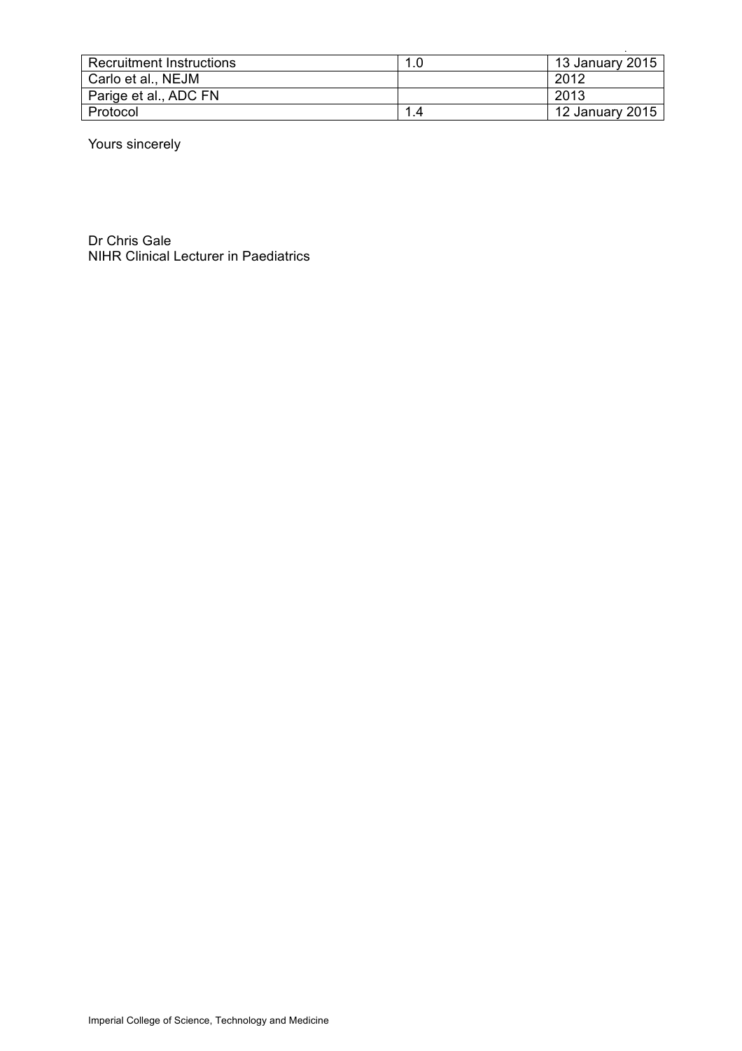| Recruitment Instructions | 1.0 | 13 January 2015 |
|---|---|---|
| Carlo et al., NEJM | | 2012 |
| Parige et al., ADC FN | | 2013 |
| Protocol | 1.4 | 12 January 2015 |

Yours sincerely

Dr Chris Gale
NIHR Clinical Lecturer in Paediatrics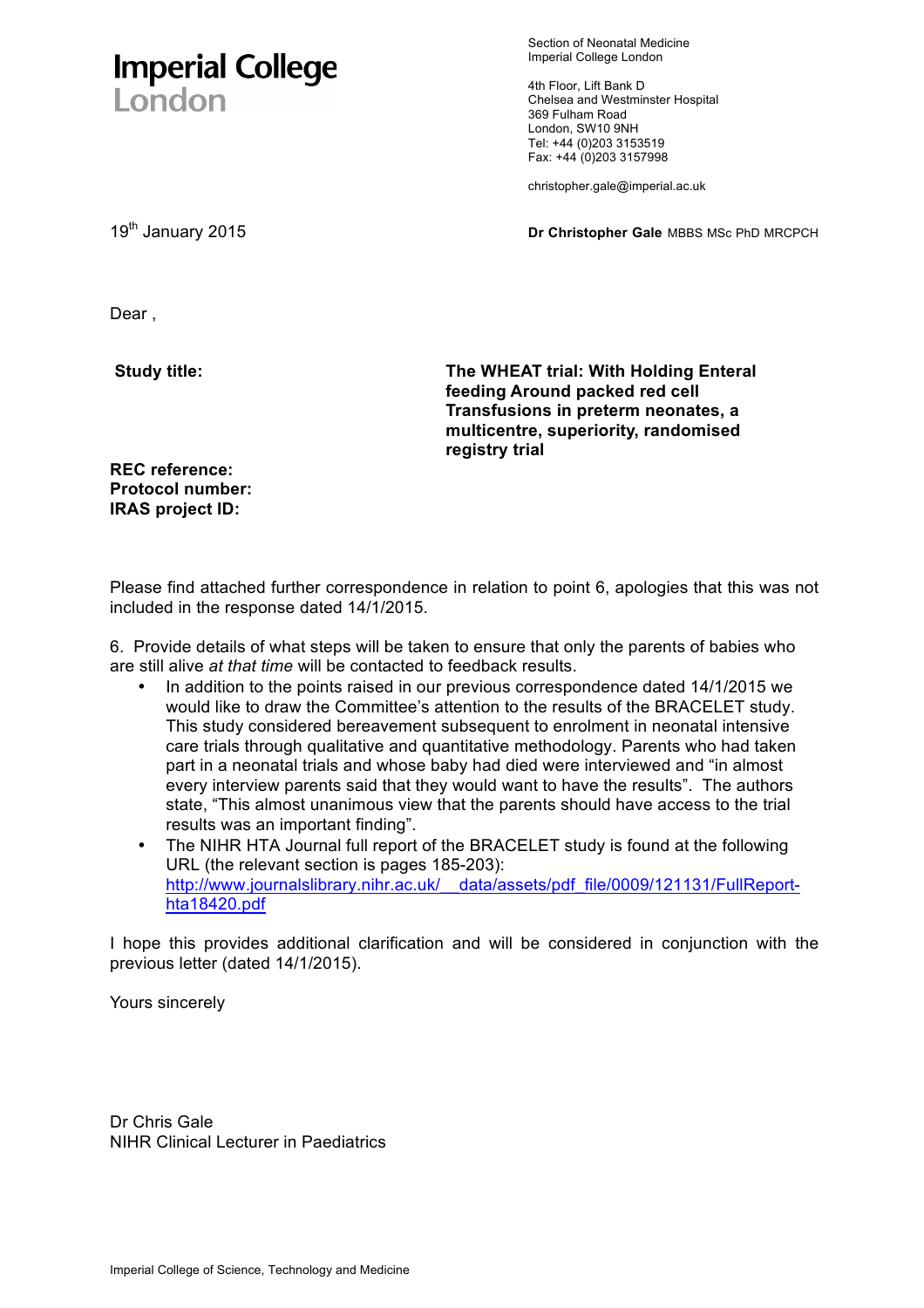**Imperial College London**

Section of Neonatal Medicine
Imperial College London

4th Floor, Lift Bank D
Chelsea and Westminster Hospital
369 Fulham Road
London, SW10 9NH
Tel: +44 (0)203 3153519
Fax: +44 (0)203 3157998

christopher.gale@imperial.ac.uk

19th January 2015

**Dr Christopher Gale** MBBS MSc PhD MRCPCH

Dear ,

**Study title:** **The WHEAT trial: With Holding Enteral feeding Around packed red cell Transfusions in preterm neonates, a multicentre, superiority, randomised registry trial**

**REC reference:**
**Protocol number:**
**IRAS project ID:**

Please find attached further correspondence in relation to point 6, apologies that this was not included in the response dated 14/1/2015.

6. Provide details of what steps will be taken to ensure that only the parents of babies who are still alive *at that time* will be contacted to feedback results.

- In addition to the points raised in our previous correspondence dated 14/1/2015 we would like to draw the Committee's attention to the results of the BRACELET study. This study considered bereavement subsequent to enrolment in neonatal intensive care trials through qualitative and quantitative methodology. Parents who had taken part in a neonatal trials and whose baby had died were interviewed and "in almost every interview parents said that they would want to have the results". The authors state, "This almost unanimous view that the parents should have access to the trial results was an important finding".
- The NIHR HTA Journal full report of the BRACELET study is found at the following URL (the relevant section is pages 185-203): http://www.journalslibrary.nihr.ac.uk/__data/assets/pdf_file/0009/121131/FullReport-hta18420.pdf

I hope this provides additional clarification and will be considered in conjunction with the previous letter (dated 14/1/2015).

Yours sincerely

Dr Chris Gale
NIHR Clinical Lecturer in Paediatrics

Imperial College of Science, Technology and Medicine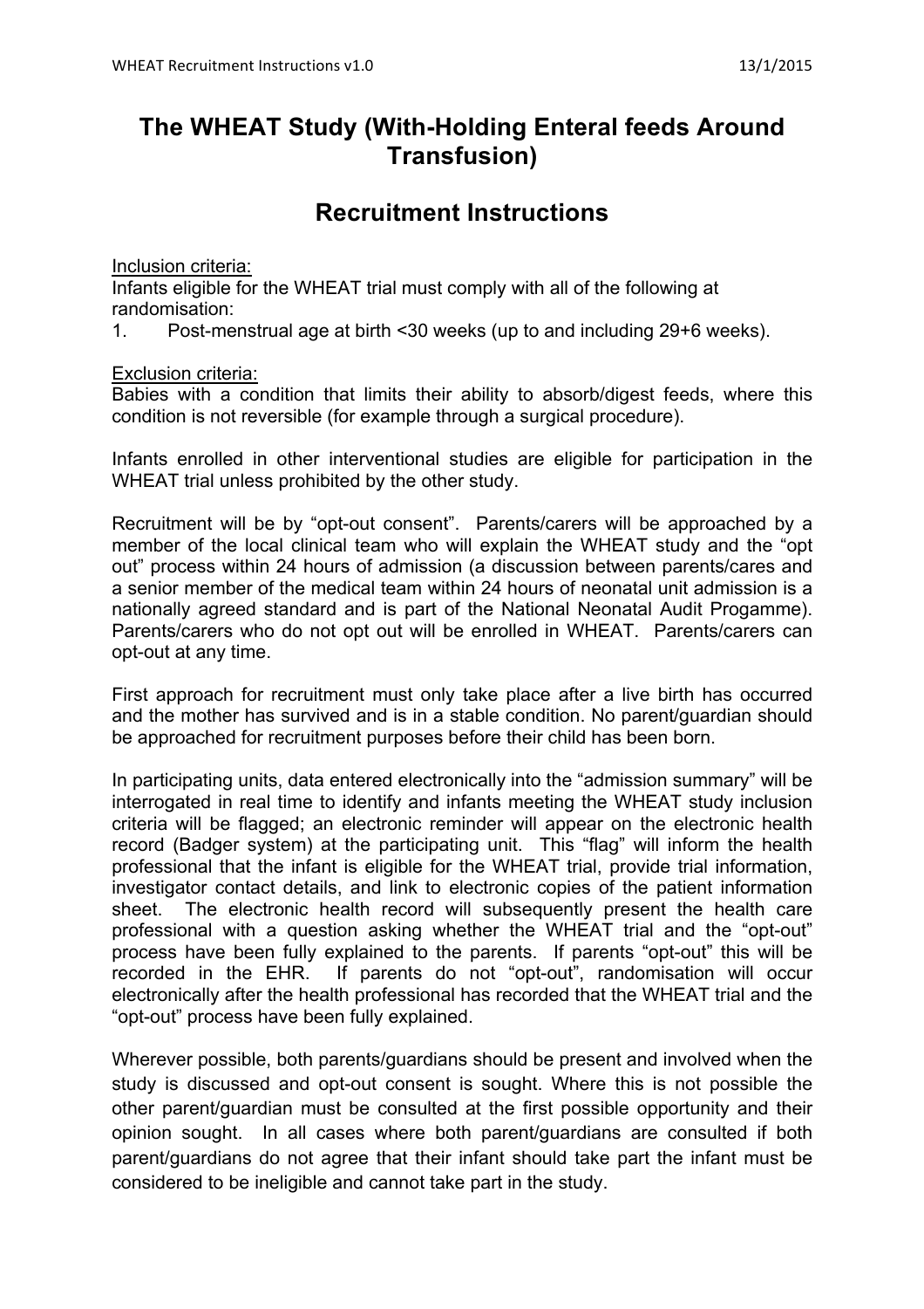# The WHEAT Study (With-Holding Enteral feeds Around Transfusion)

## Recruitment Instructions

Inclusion criteria:

Infants eligible for the WHEAT trial must comply with all of the following at randomisation:

1. Post-menstrual age at birth <30 weeks (up to and including 29+6 weeks).

Exclusion criteria:

Babies with a condition that limits their ability to absorb/digest feeds, where this condition is not reversible (for example through a surgical procedure).

Infants enrolled in other interventional studies are eligible for participation in the WHEAT trial unless prohibited by the other study.

Recruitment will be by "opt-out consent". Parents/carers will be approached by a member of the local clinical team who will explain the WHEAT study and the "opt out" process within 24 hours of admission (a discussion between parents/cares and a senior member of the medical team within 24 hours of neonatal unit admission is a nationally agreed standard and is part of the National Neonatal Audit Progamme). Parents/carers who do not opt out will be enrolled in WHEAT. Parents/carers can opt-out at any time.

First approach for recruitment must only take place after a live birth has occurred and the mother has survived and is in a stable condition. No parent/guardian should be approached for recruitment purposes before their child has been born.

In participating units, data entered electronically into the "admission summary" will be interrogated in real time to identify and infants meeting the WHEAT study inclusion criteria will be flagged; an electronic reminder will appear on the electronic health record (Badger system) at the participating unit. This "flag" will inform the health professional that the infant is eligible for the WHEAT trial, provide trial information, investigator contact details, and link to electronic copies of the patient information sheet. The electronic health record will subsequently present the health care professional with a question asking whether the WHEAT trial and the "opt-out" process have been fully explained to the parents. If parents "opt-out" this will be recorded in the EHR. If parents do not "opt-out", randomisation will occur electronically after the health professional has recorded that the WHEAT trial and the "opt-out" process have been fully explained.

Wherever possible, both parents/guardians should be present and involved when the study is discussed and opt-out consent is sought. Where this is not possible the other parent/guardian must be consulted at the first possible opportunity and their opinion sought. In all cases where both parent/guardians are consulted if both parent/guardians do not agree that their infant should take part the infant must be considered to be ineligible and cannot take part in the study.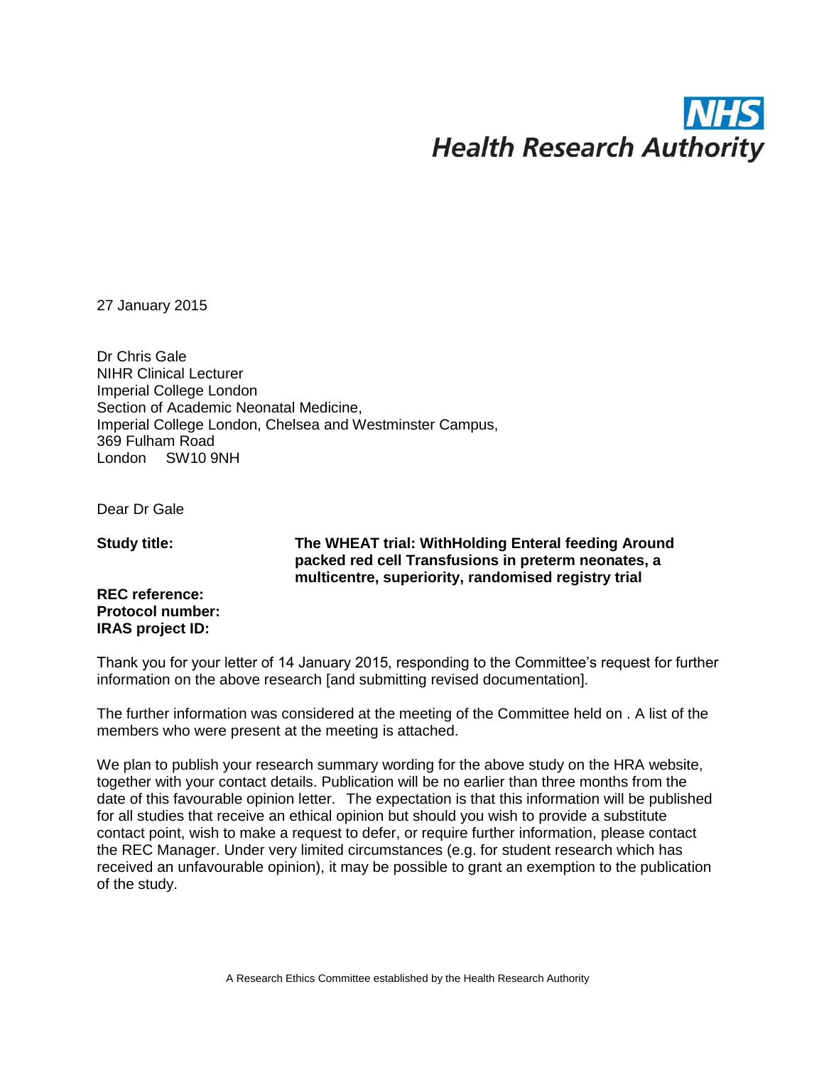NHS
Health Research Authority

27 January 2015

Dr Chris Gale
NIHR Clinical Lecturer
Imperial College London
Section of Academic Neonatal Medicine,
Imperial College London, Chelsea and Westminster Campus,
369 Fulham Road
London SW10 9NH

Dear Dr Gale

| | |
|---|---|
| **Study title:** | **The WHEAT trial: WithHolding Enteral feeding Around packed red cell Transfusions in preterm neonates, a multicentre, superiority, randomised registry trial** |
| **REC reference:** | |
| **Protocol number:** | |
| **IRAS project ID:** | |

Thank you for your letter of 14 January 2015, responding to the Committee's request for further information on the above research [and submitting revised documentation].

The further information was considered at the meeting of the Committee held on . A list of the members who were present at the meeting is attached.

We plan to publish your research summary wording for the above study on the HRA website, together with your contact details. Publication will be no earlier than three months from the date of this favourable opinion letter. The expectation is that this information will be published for all studies that receive an ethical opinion but should you wish to provide a substitute contact point, wish to make a request to defer, or require further information, please contact the REC Manager. Under very limited circumstances (e.g. for student research which has received an unfavourable opinion), it may be possible to grant an exemption to the publication of the study.

A Research Ethics Committee established by the Health Research Authority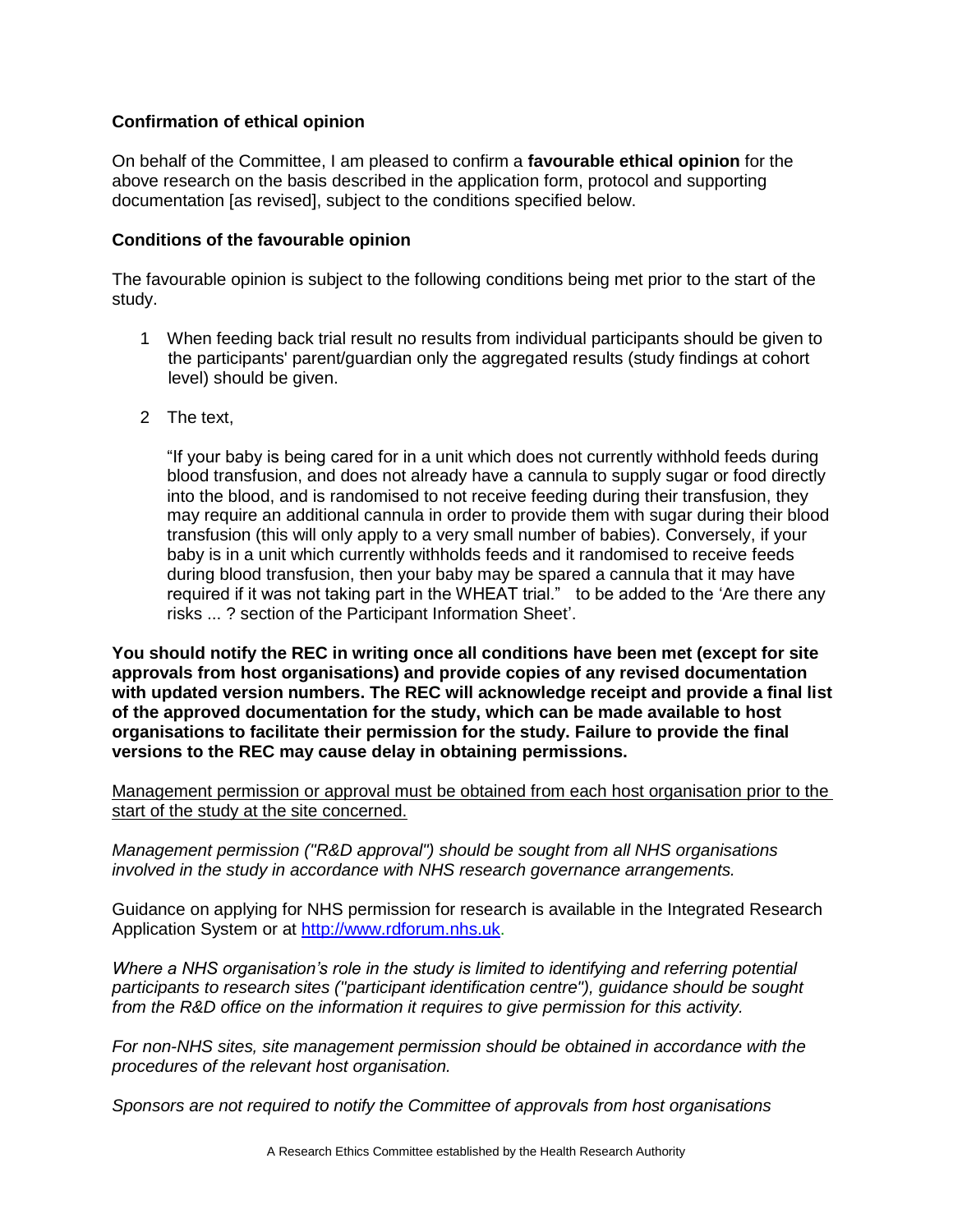**Confirmation of ethical opinion**

On behalf of the Committee, I am pleased to confirm a **favourable ethical opinion** for the above research on the basis described in the application form, protocol and supporting documentation [as revised], subject to the conditions specified below.

**Conditions of the favourable opinion**

The favourable opinion is subject to the following conditions being met prior to the start of the study.

1. When feeding back trial result no results from individual participants should be given to the participants' parent/guardian only the aggregated results (study findings at cohort level) should be given.

2. The text,

   “If your baby is being cared for in a unit which does not currently withhold feeds during blood transfusion, and does not already have a cannula to supply sugar or food directly into the blood, and is randomised to not receive feeding during their transfusion, they may require an additional cannula in order to provide them with sugar during their blood transfusion (this will only apply to a very small number of babies). Conversely, if your baby is in a unit which currently withholds feeds and it randomised to receive feeds during blood transfusion, then your baby may be spared a cannula that it may have required if it was not taking part in the WHEAT trial.” to be added to the ‘Are there any risks ... ? section of the Participant Information Sheet’.

**You should notify the REC in writing once all conditions have been met (except for site approvals from host organisations) and provide copies of any revised documentation with updated version numbers. The REC will acknowledge receipt and provide a final list of the approved documentation for the study, which can be made available to host organisations to facilitate their permission for the study. Failure to provide the final versions to the REC may cause delay in obtaining permissions.**

Management permission or approval must be obtained from each host organisation prior to the start of the study at the site concerned.

*Management permission ("R&D approval") should be sought from all NHS organisations involved in the study in accordance with NHS research governance arrangements.*

Guidance on applying for NHS permission for research is available in the Integrated Research Application System or at http://www.rdforum.nhs.uk.

*Where a NHS organisation’s role in the study is limited to identifying and referring potential participants to research sites ("participant identification centre"), guidance should be sought from the R&D office on the information it requires to give permission for this activity.*

*For non-NHS sites, site management permission should be obtained in accordance with the procedures of the relevant host organisation.*

*Sponsors are not required to notify the Committee of approvals from host organisations*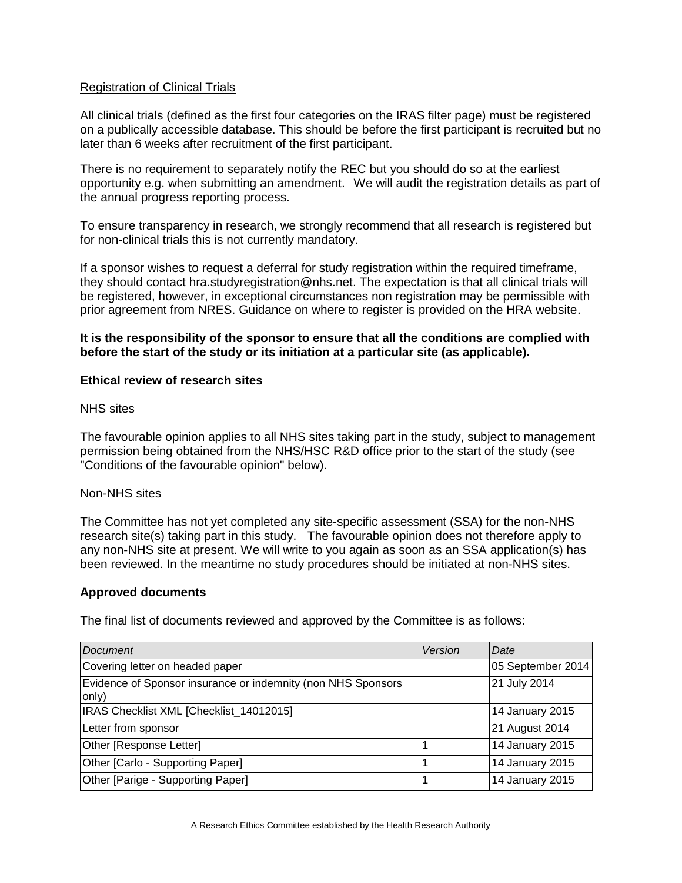Registration of Clinical Trials

All clinical trials (defined as the first four categories on the IRAS filter page) must be registered on a publically accessible database. This should be before the first participant is recruited but no later than 6 weeks after recruitment of the first participant.

There is no requirement to separately notify the REC but you should do so at the earliest opportunity e.g. when submitting an amendment. We will audit the registration details as part of the annual progress reporting process.

To ensure transparency in research, we strongly recommend that all research is registered but for non-clinical trials this is not currently mandatory.

If a sponsor wishes to request a deferral for study registration within the required timeframe, they should contact hra.studyregistration@nhs.net. The expectation is that all clinical trials will be registered, however, in exceptional circumstances non registration may be permissible with prior agreement from NRES. Guidance on where to register is provided on the HRA website.

**It is the responsibility of the sponsor to ensure that all the conditions are complied with before the start of the study or its initiation at a particular site (as applicable).**

**Ethical review of research sites**

NHS sites

The favourable opinion applies to all NHS sites taking part in the study, subject to management permission being obtained from the NHS/HSC R&D office prior to the start of the study (see "Conditions of the favourable opinion" below).

Non-NHS sites

The Committee has not yet completed any site-specific assessment (SSA) for the non-NHS research site(s) taking part in this study. The favourable opinion does not therefore apply to any non-NHS site at present. We will write to you again as soon as an SSA application(s) has been reviewed. In the meantime no study procedures should be initiated at non-NHS sites.

**Approved documents**

The final list of documents reviewed and approved by the Committee is as follows:

| *Document* | *Version* | *Date* |
|---|---|---|
| Covering letter on headed paper | | 05 September 2014 |
| Evidence of Sponsor insurance or indemnity (non NHS Sponsors only) | | 21 July 2014 |
| IRAS Checklist XML [Checklist_14012015] | | 14 January 2015 |
| Letter from sponsor | | 21 August 2014 |
| Other [Response Letter] | 1 | 14 January 2015 |
| Other [Carlo - Supporting Paper] | 1 | 14 January 2015 |
| Other [Parige - Supporting Paper] | 1 | 14 January 2015 |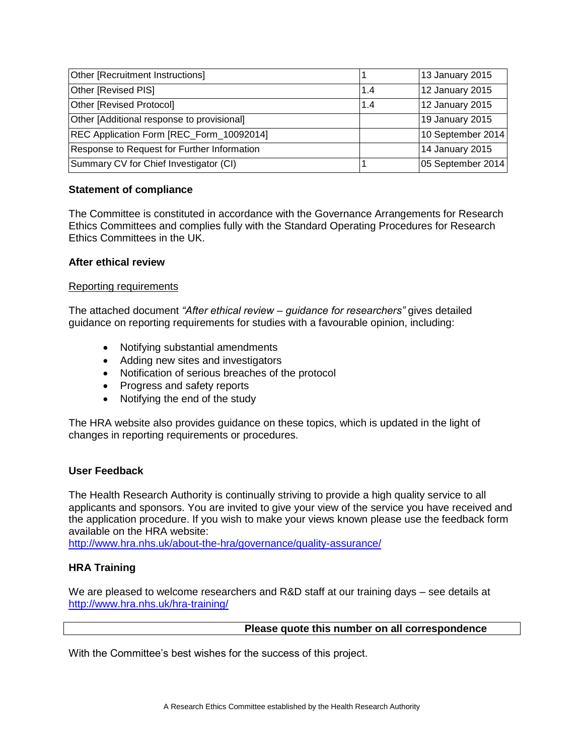| Other [Recruitment Instructions] | 1 | 13 January 2015 |
|---|---|---|
| Other [Revised PIS] | 1.4 | 12 January 2015 |
| Other [Revised Protocol] | 1.4 | 12 January 2015 |
| Other [Additional response to provisional] | | 19 January 2015 |
| REC Application Form [REC_Form_10092014] | | 10 September 2014 |
| Response to Request for Further Information | | 14 January 2015 |
| Summary CV for Chief Investigator (CI) | 1 | 05 September 2014 |

**Statement of compliance**

The Committee is constituted in accordance with the Governance Arrangements for Research Ethics Committees and complies fully with the Standard Operating Procedures for Research Ethics Committees in the UK.

**After ethical review**

Reporting requirements

The attached document *"After ethical review – guidance for researchers"* gives detailed guidance on reporting requirements for studies with a favourable opinion, including:

- Notifying substantial amendments
- Adding new sites and investigators
- Notification of serious breaches of the protocol
- Progress and safety reports
- Notifying the end of the study

The HRA website also provides guidance on these topics, which is updated in the light of changes in reporting requirements or procedures.

**User Feedback**

The Health Research Authority is continually striving to provide a high quality service to all applicants and sponsors. You are invited to give your view of the service you have received and the application procedure. If you wish to make your views known please use the feedback form available on the HRA website:
http://www.hra.nhs.uk/about-the-hra/governance/quality-assurance/

**HRA Training**

We are pleased to welcome researchers and R&D staff at our training days – see details at http://www.hra.nhs.uk/hra-training/

| | **Please quote this number on all correspondence** |
|---|---|

With the Committee's best wishes for the success of this project.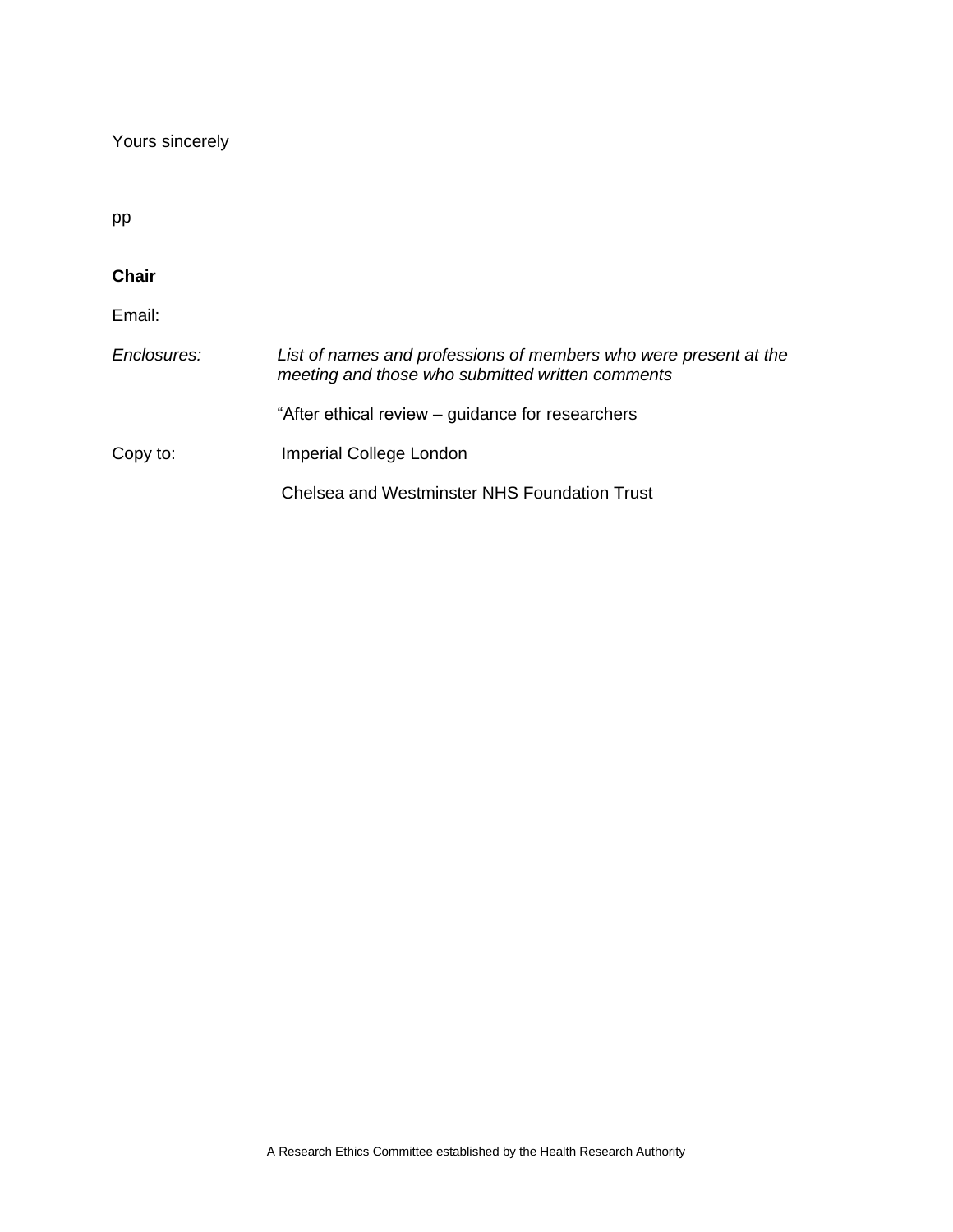Yours sincerely

pp

**Chair**

Email:

| *Enclosures:* | *List of names and professions of members who were present at the meeting and those who submitted written comments* |
| --- | --- |
| | "After ethical review – guidance for researchers |
| Copy to: | Imperial College London |
| | Chelsea and Westminster NHS Foundation Trust |

A Research Ethics Committee established by the Health Research Authority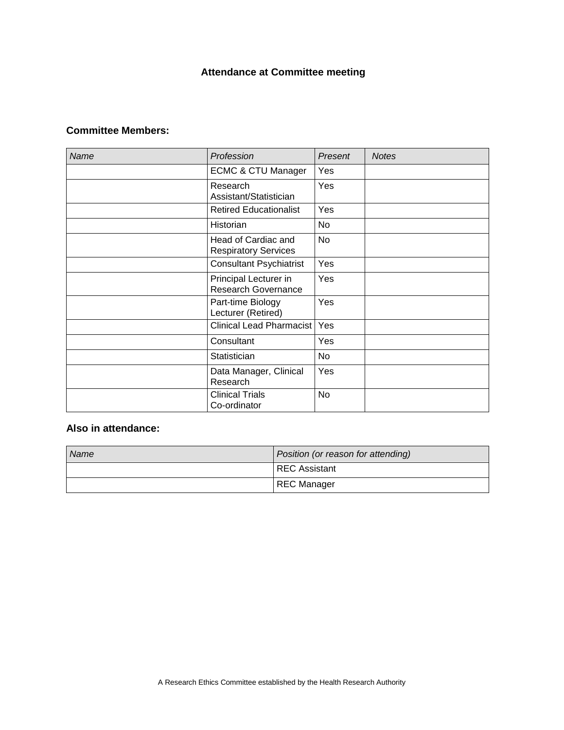**Attendance at Committee meeting**

**Committee Members:**

| *Name* | *Profession* | *Present* | *Notes* |
|---|---|---|---|
| | ECMC & CTU Manager | Yes | |
| | Research Assistant/Statistician | Yes | |
| | Retired Educationalist | Yes | |
| | Historian | No | |
| | Head of Cardiac and Respiratory Services | No | |
| | Consultant Psychiatrist | Yes | |
| | Principal Lecturer in Research Governance | Yes | |
| | Part-time Biology Lecturer (Retired) | Yes | |
| | Clinical Lead Pharmacist | Yes | |
| | Consultant | Yes | |
| | Statistician | No | |
| | Data Manager, Clinical Research | Yes | |
| | Clinical Trials Co-ordinator | No | |

**Also in attendance:**

| *Name* | *Position (or reason for attending)* |
|---|---|
| | REC Assistant |
| | REC Manager |